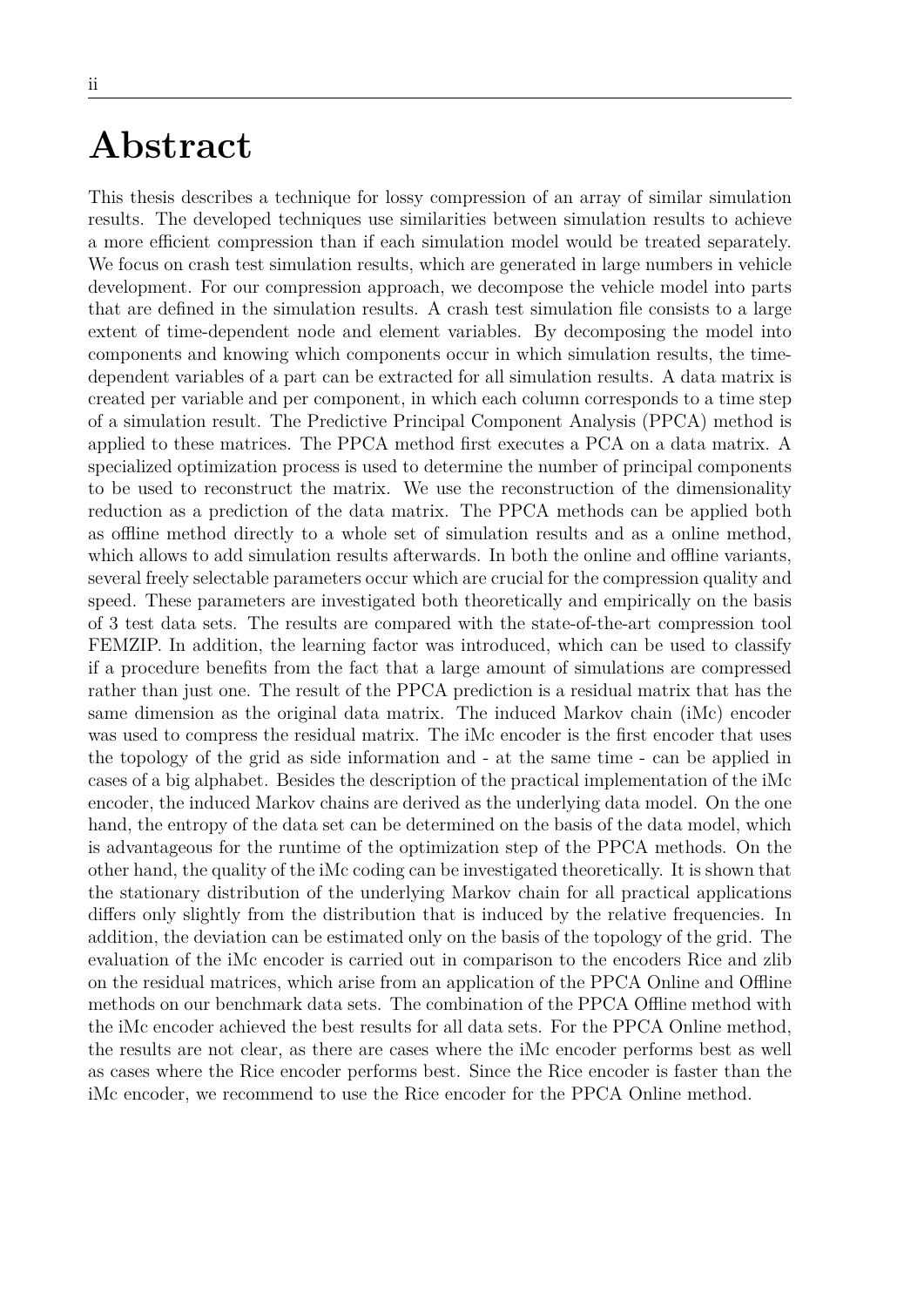# Abstract

This thesis describes a technique for lossy compression of an array of similar simulation results. The developed techniques use similarities between simulation results to achieve a more efficient compression than if each simulation model would be treated separately. We focus on crash test simulation results, which are generated in large numbers in vehicle development. For our compression approach, we decompose the vehicle model into parts that are defined in the simulation results. A crash test simulation file consists to a large extent of time-dependent node and element variables. By decomposing the model into components and knowing which components occur in which simulation results, the time-dependent variables of a part can be extracted for all simulation results. A data matrix is created per variable and per component, in which each column corresponds to a time step of a simulation result. The Predictive Principal Component Analysis (PPCA) method is applied to these matrices. The PPCA method first executes a PCA on a data matrix. A specialized optimization process is used to determine the number of principal components to be used to reconstruct the matrix. We use the reconstruction of the dimensionality reduction as a prediction of the data matrix. The PPCA methods can be applied both as offline method directly to a whole set of simulation results and as a online method, which allows to add simulation results afterwards. In both the online and offline variants, several freely selectable parameters occur which are crucial for the compression quality and speed. These parameters are investigated both theoretically and empirically on the basis of 3 test data sets. The results are compared with the state-of-the-art compression tool FEMZIP. In addition, the learning factor was introduced, which can be used to classify if a procedure benefits from the fact that a large amount of simulations are compressed rather than just one. The result of the PPCA prediction is a residual matrix that has the same dimension as the original data matrix. The induced Markov chain (iMc) encoder was used to compress the residual matrix. The iMc encoder is the first encoder that uses the topology of the grid as side information and - at the same time - can be applied in cases of a big alphabet. Besides the description of the practical implementation of the iMc encoder, the induced Markov chains are derived as the underlying data model. On the one hand, the entropy of the data set can be determined on the basis of the data model, which is advantageous for the runtime of the optimization step of the PPCA methods. On the other hand, the quality of the iMc coding can be investigated theoretically. It is shown that the stationary distribution of the underlying Markov chain for all practical applications differs only slightly from the distribution that is induced by the relative frequencies. In addition, the deviation can be estimated only on the basis of the topology of the grid. The evaluation of the iMc encoder is carried out in comparison to the encoders Rice and zlib on the residual matrices, which arise from an application of the PPCA Online and Offline methods on our benchmark data sets. The combination of the PPCA Offline method with the iMc encoder achieved the best results for all data sets. For the PPCA Online method, the results are not clear, as there are cases where the iMc encoder performs best as well as cases where the Rice encoder performs best. Since the Rice encoder is faster than the iMc encoder, we recommend to use the Rice encoder for the PPCA Online method.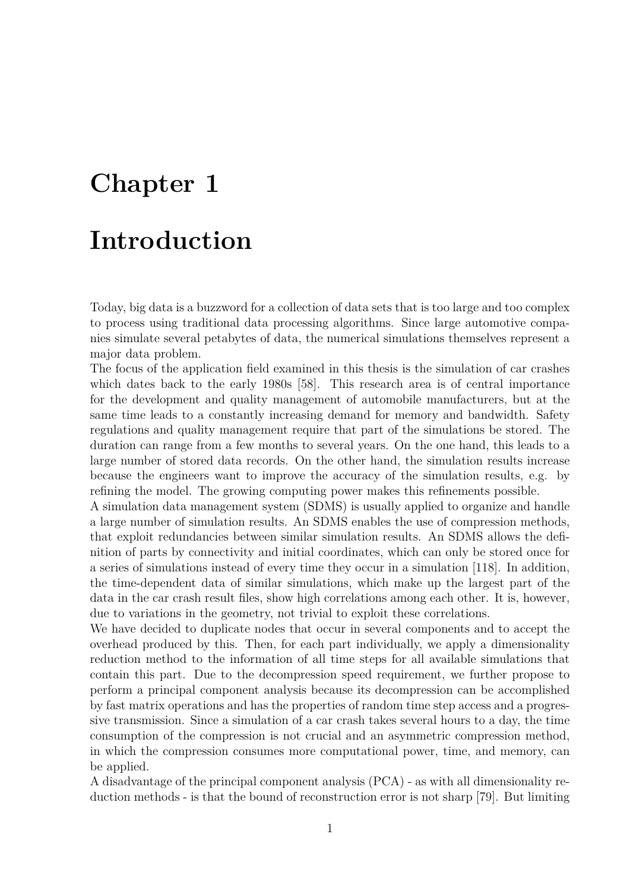# Chapter 1

# Introduction

Today, big data is a buzzword for a collection of data sets that is too large and too complex to process using traditional data processing algorithms. Since large automotive companies simulate several petabytes of data, the numerical simulations themselves represent a major data problem.

The focus of the application field examined in this thesis is the simulation of car crashes which dates back to the early 1980s [58]. This research area is of central importance for the development and quality management of automobile manufacturers, but at the same time leads to a constantly increasing demand for memory and bandwidth. Safety regulations and quality management require that part of the simulations be stored. The duration can range from a few months to several years. On the one hand, this leads to a large number of stored data records. On the other hand, the simulation results increase because the engineers want to improve the accuracy of the simulation results, e.g. by refining the model. The growing computing power makes this refinements possible.

A simulation data management system (SDMS) is usually applied to organize and handle a large number of simulation results. An SDMS enables the use of compression methods, that exploit redundancies between similar simulation results. An SDMS allows the definition of parts by connectivity and initial coordinates, which can only be stored once for a series of simulations instead of every time they occur in a simulation [118]. In addition, the time-dependent data of similar simulations, which make up the largest part of the data in the car crash result files, show high correlations among each other. It is, however, due to variations in the geometry, not trivial to exploit these correlations.

We have decided to duplicate nodes that occur in several components and to accept the overhead produced by this. Then, for each part individually, we apply a dimensionality reduction method to the information of all time steps for all available simulations that contain this part. Due to the decompression speed requirement, we further propose to perform a principal component analysis because its decompression can be accomplished by fast matrix operations and has the properties of random time step access and a progressive transmission. Since a simulation of a car crash takes several hours to a day, the time consumption of the compression is not crucial and an asymmetric compression method, in which the compression consumes more computational power, time, and memory, can be applied.

A disadvantage of the principal component analysis (PCA) - as with all dimensionality reduction methods - is that the bound of reconstruction error is not sharp [79]. But limiting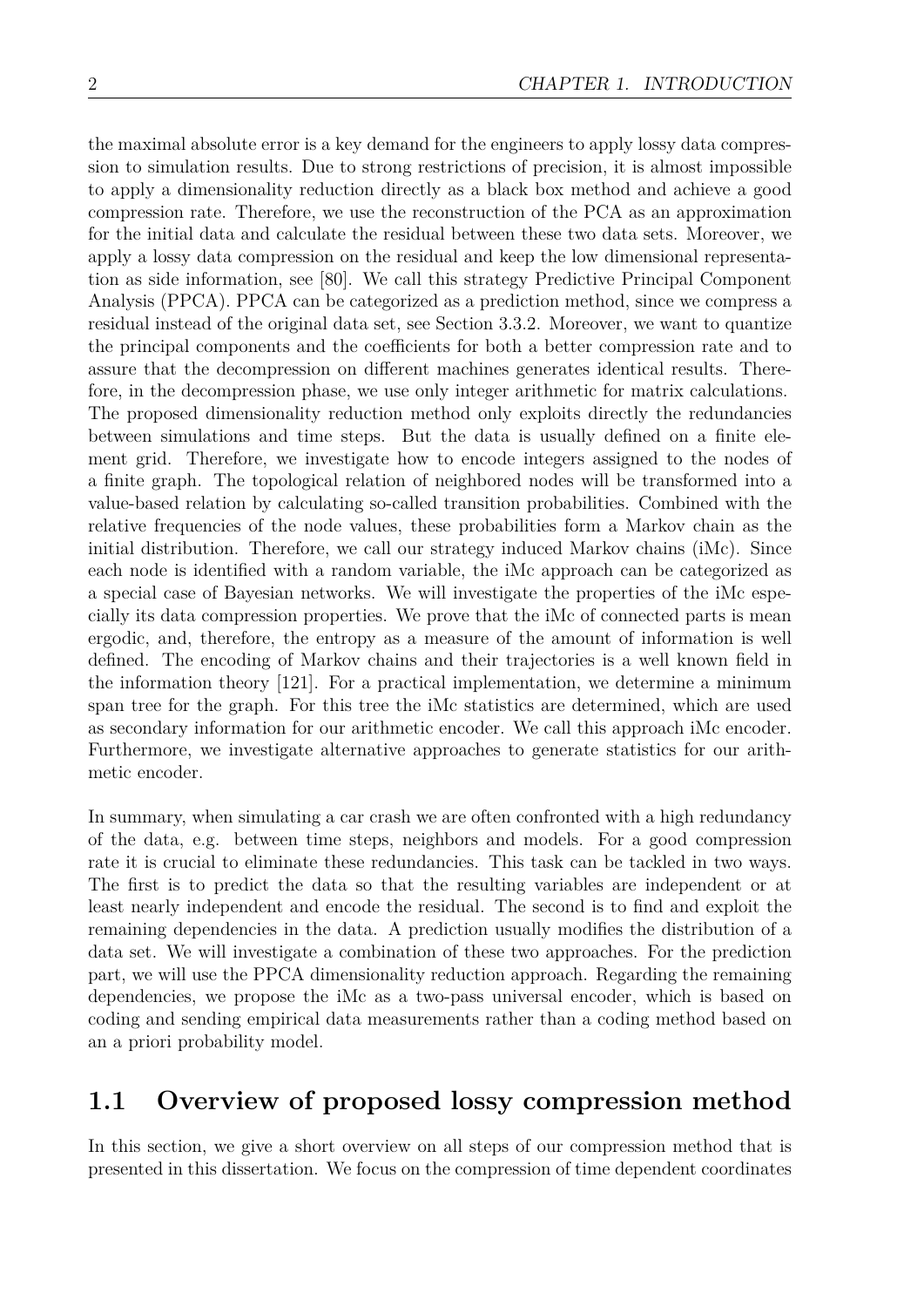the maximal absolute error is a key demand for the engineers to apply lossy data compression to simulation results. Due to strong restrictions of precision, it is almost impossible to apply a dimensionality reduction directly as a black box method and achieve a good compression rate. Therefore, we use the reconstruction of the PCA as an approximation for the initial data and calculate the residual between these two data sets. Moreover, we apply a lossy data compression on the residual and keep the low dimensional representation as side information, see [80]. We call this strategy Predictive Principal Component Analysis (PPCA). PPCA can be categorized as a prediction method, since we compress a residual instead of the original data set, see Section 3.3.2. Moreover, we want to quantize the principal components and the coefficients for both a better compression rate and to assure that the decompression on different machines generates identical results. Therefore, in the decompression phase, we use only integer arithmetic for matrix calculations. The proposed dimensionality reduction method only exploits directly the redundancies between simulations and time steps. But the data is usually defined on a finite element grid. Therefore, we investigate how to encode integers assigned to the nodes of a finite graph. The topological relation of neighbored nodes will be transformed into a value-based relation by calculating so-called transition probabilities. Combined with the relative frequencies of the node values, these probabilities form a Markov chain as the initial distribution. Therefore, we call our strategy induced Markov chains (iMc). Since each node is identified with a random variable, the iMc approach can be categorized as a special case of Bayesian networks. We will investigate the properties of the iMc especially its data compression properties. We prove that the iMc of connected parts is mean ergodic, and, therefore, the entropy as a measure of the amount of information is well defined. The encoding of Markov chains and their trajectories is a well known field in the information theory [121]. For a practical implementation, we determine a minimum span tree for the graph. For this tree the iMc statistics are determined, which are used as secondary information for our arithmetic encoder. We call this approach iMc encoder. Furthermore, we investigate alternative approaches to generate statistics for our arithmetic encoder.

In summary, when simulating a car crash we are often confronted with a high redundancy of the data, e.g. between time steps, neighbors and models. For a good compression rate it is crucial to eliminate these redundancies. This task can be tackled in two ways. The first is to predict the data so that the resulting variables are independent or at least nearly independent and encode the residual. The second is to find and exploit the remaining dependencies in the data. A prediction usually modifies the distribution of a data set. We will investigate a combination of these two approaches. For the prediction part, we will use the PPCA dimensionality reduction approach. Regarding the remaining dependencies, we propose the iMc as a two-pass universal encoder, which is based on coding and sending empirical data measurements rather than a coding method based on an a priori probability model.

## 1.1 Overview of proposed lossy compression method

In this section, we give a short overview on all steps of our compression method that is presented in this dissertation. We focus on the compression of time dependent coordinates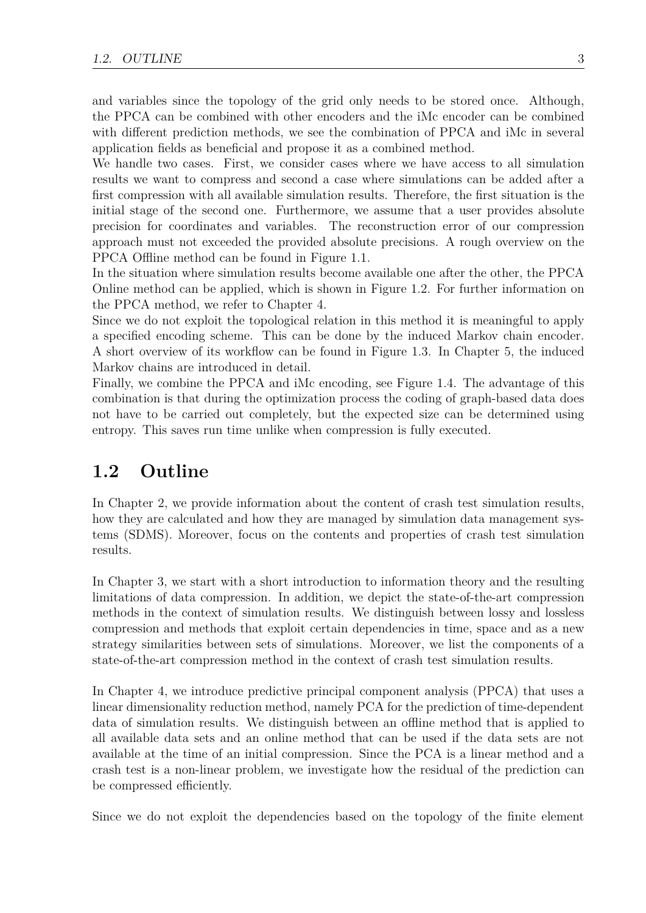and variables since the topology of the grid only needs to be stored once. Although, the PPCA can be combined with other encoders and the iMc encoder can be combined with different prediction methods, we see the combination of PPCA and iMc in several application fields as beneficial and propose it as a combined method.
We handle two cases. First, we consider cases where we have access to all simulation results we want to compress and second a case where simulations can be added after a first compression with all available simulation results. Therefore, the first situation is the initial stage of the second one. Furthermore, we assume that a user provides absolute precision for coordinates and variables. The reconstruction error of our compression approach must not exceeded the provided absolute precisions. A rough overview on the PPCA Offline method can be found in Figure 1.1.
In the situation where simulation results become available one after the other, the PPCA Online method can be applied, which is shown in Figure 1.2. For further information on the PPCA method, we refer to Chapter 4.
Since we do not exploit the topological relation in this method it is meaningful to apply a specified encoding scheme. This can be done by the induced Markov chain encoder. A short overview of its workflow can be found in Figure 1.3. In Chapter 5, the induced Markov chains are introduced in detail.
Finally, we combine the PPCA and iMc encoding, see Figure 1.4. The advantage of this combination is that during the optimization process the coding of graph-based data does not have to be carried out completely, but the expected size can be determined using entropy. This saves run time unlike when compression is fully executed.

## 1.2 Outline

In Chapter 2, we provide information about the content of crash test simulation results, how they are calculated and how they are managed by simulation data management systems (SDMS). Moreover, focus on the contents and properties of crash test simulation results.

In Chapter 3, we start with a short introduction to information theory and the resulting limitations of data compression. In addition, we depict the state-of-the-art compression methods in the context of simulation results. We distinguish between lossy and lossless compression and methods that exploit certain dependencies in time, space and as a new strategy similarities between sets of simulations. Moreover, we list the components of a state-of-the-art compression method in the context of crash test simulation results.

In Chapter 4, we introduce predictive principal component analysis (PPCA) that uses a linear dimensionality reduction method, namely PCA for the prediction of time-dependent data of simulation results. We distinguish between an offline method that is applied to all available data sets and an online method that can be used if the data sets are not available at the time of an initial compression. Since the PCA is a linear method and a crash test is a non-linear problem, we investigate how the residual of the prediction can be compressed efficiently.

Since we do not exploit the dependencies based on the topology of the finite element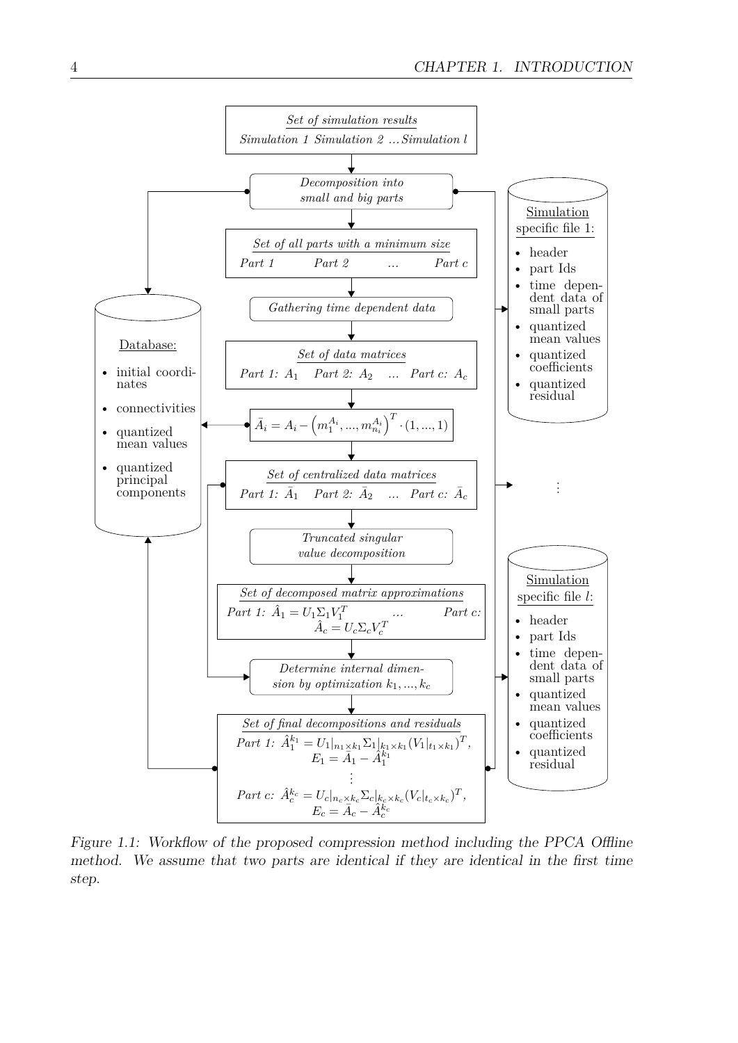*Set of simulation results*

*Simulation 1 Simulation 2 …Simulation l*

↓

*Decomposition into small and big parts*

↓

*Set of all parts with a minimum size*

*Part 1 Part 2 … Part c*

↓

*Gathering time dependent data*

↓

*Set of data matrices*

*Part 1:* $A_1$ *Part 2:* $A_2$ … *Part c:* $A_c$

↓

$\bar{A}_i = A_i - \left(m_1^{A_i}, ..., m_{n_i}^{A_i}\right)^T \cdot (1, ..., 1)$

↓

*Set of centralized data matrices*

*Part 1:* $\bar{A}_1$ *Part 2:* $\bar{A}_2$ … *Part c:* $\bar{A}_c$

↓

*Truncated singular value decomposition*

↓

*Set of decomposed matrix approximations*

*Part 1:* $\hat{A}_1 = U_1 \Sigma_1 V_1^T$ … *Part c:* $\hat{A}_c = U_c \Sigma_c V_c^T$

↓

*Determine internal dimension by optimization* $k_1, ..., k_c$

↓

*Set of final decompositions and residuals*

*Part 1:* $\hat{A}_1^{k_1} = U_1|_{n_1 \times k_1} \Sigma_1|_{k_1 \times k_1} (V_1|_{t_1 \times k_1})^T$, $E_1 = \bar{A}_1 - \hat{A}_1^{k_1}$

⋮

*Part c:* $\hat{A}_c^{k_c} = U_c|_{n_c \times k_c} \Sigma_c|_{k_c \times k_c} (V_c|_{t_c \times k_c})^T$, $E_c = \bar{A}_c - \hat{A}_c^{k_c}$

Database:

- initial coordinates
- connectivities
- quantized mean values
- quantized principal components

Simulation specific file 1:

- header
- part Ids
- time dependent data of small parts
- quantized mean values
- quantized coefficients
- quantized residual

⋮

Simulation specific file $l$:

- header
- part Ids
- time dependent data of small parts
- quantized mean values
- quantized coefficients
- quantized residual

*Figure 1.1: Workflow of the proposed compression method including the PPCA Offline method. We assume that two parts are identical if they are identical in the first time step.*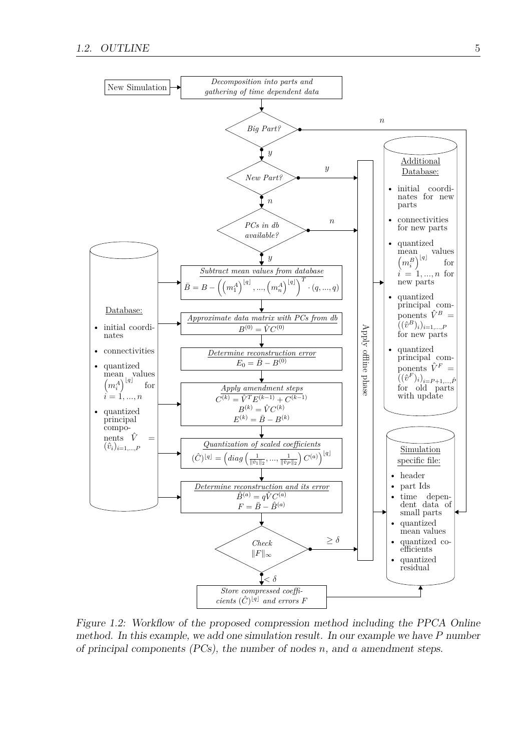New Simulation

*Decomposition into parts and gathering of time dependent data*

*Big Part?* — $n$ → Simulation specific file; $y$ ↓

*New Part?* — $y$ → Apply offline phase; $n$ ↓

*PCs in db available?* — $n$ → Apply offline phase; $y$ ↓

*Subtract mean values from database*

$$\bar{B} = B - \left(\left(m_1^A\right)^{\lfloor q \rceil}, ..., \left(m_n^A\right)^{\lfloor q \rceil}\right)^T \cdot (q, ..., q)$$

*Approximate data matrix with PCs from db*

$$B^{(0)} = \hat{V}C^{(0)}$$

*Determine reconstruction error*

$$E_0 = \bar{B} - B^{(0)}$$

*Apply amendment steps*

$$C^{(k)} = \hat{V}^T E^{(k-1)} + C^{(k-1)}$$
$$B^{(k)} = \hat{V}C^{(k)}$$
$$E^{(k)} = \bar{B} - B^{(k)}$$

*Quantization of scaled coefficients*

$$(\hat{C})^{\lfloor q \rceil} = \left(diag\left(\frac{1}{\|\hat{v}_1\|_2}, ..., \frac{1}{\|\hat{v}_P\|_2}\right) C^{(a)}\right)^{\lfloor q \rceil}$$

*Determine reconstruction and its error*

$$\hat{B}^{(a)} = q\hat{V}C^{(a)}$$
$$F = \bar{B} - \hat{B}^{(a)}$$

*Check* $\|F\|_\infty$ — $\geq \delta$ → Apply offline phase; $< \delta$ ↓

*Store compressed coefficients* $(\hat{C})^{\lfloor q \rceil}$ *and errors* $F$

Apply offline phase

Database:

- initial coordinates
- connectivities
- quantized mean values $\left(m_i^A\right)^{\lfloor q \rceil}$ for $i = 1, ..., n$
- quantized principal components $\hat{V} = (\hat{v}_i)_{i=1,...,P}$

Additional Database:

- initial coordinates for new parts
- connectivities for new parts
- quantized mean values $\left(m_i^B\right)^{\lfloor q \rceil}$ for $i = 1, ..., n$ for new parts
- quantized principal components $\hat{V}^B = \left((\hat{v}^B)_i\right)_{i=1,...,P}$ for new parts
- quantized principal components $\hat{V}^F = \left((\hat{v}^F)_i\right)_{i=P+1,...,\hat{P}}$ for old parts with update

Simulation specific file:

- header
- part Ids
- time dependent data of small parts
- quantized mean values
- quantized coefficients
- quantized residual

*Figure 1.2: Workflow of the proposed compression method including the PPCA Online method. In this example, we add one simulation result. In our example we have $P$ number of principal components (PCs), the number of nodes $n$, and $a$ amendment steps.*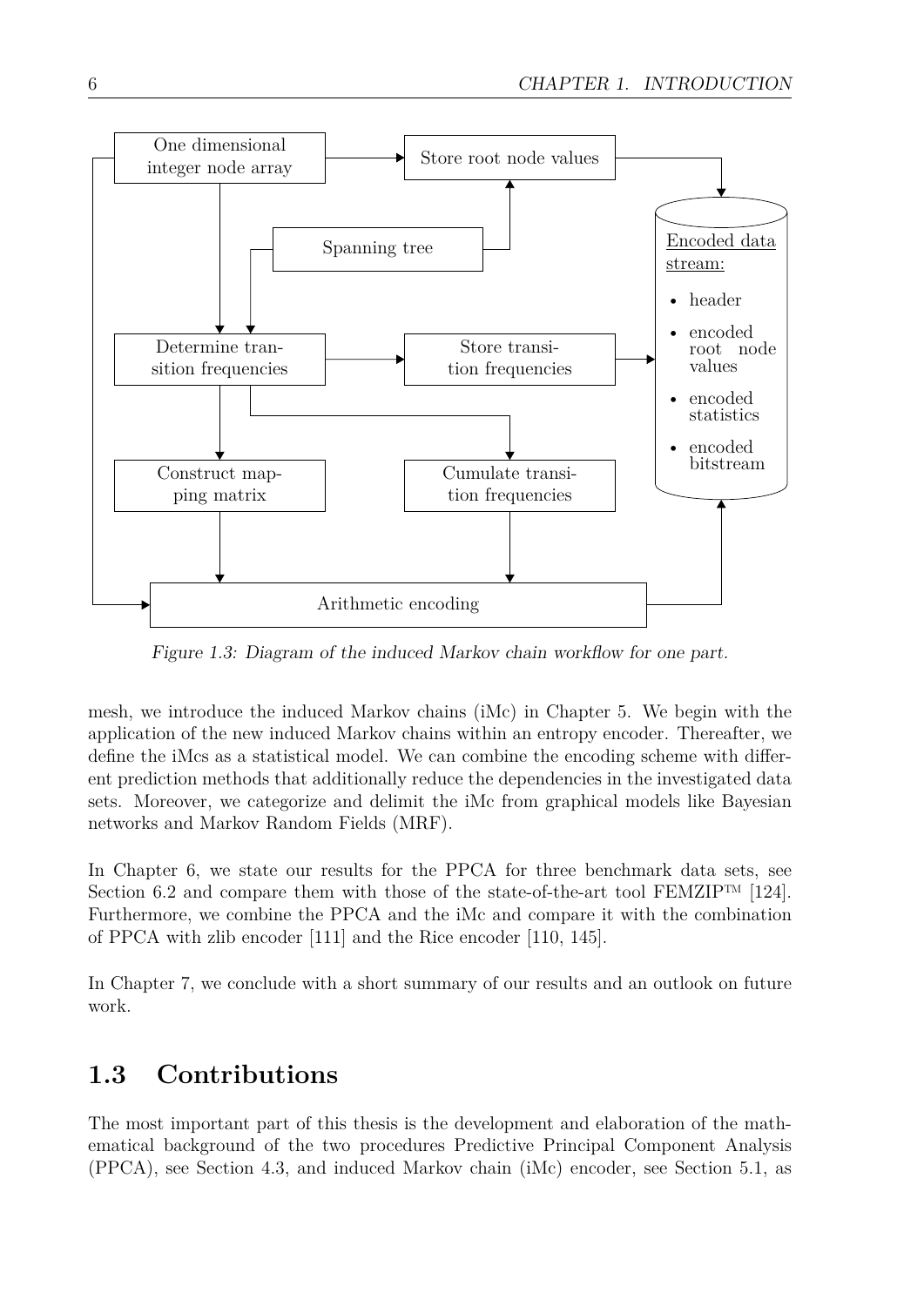Figure 1.3: Diagram of the induced Markov chain workflow for one part.

mesh, we introduce the induced Markov chains (iMc) in Chapter 5. We begin with the application of the new induced Markov chains within an entropy encoder. Thereafter, we define the iMcs as a statistical model. We can combine the encoding scheme with different prediction methods that additionally reduce the dependencies in the investigated data sets. Moreover, we categorize and delimit the iMc from graphical models like Bayesian networks and Markov Random Fields (MRF).

In Chapter 6, we state our results for the PPCA for three benchmark data sets, see Section 6.2 and compare them with those of the state-of-the-art tool FEMZIP™ [124]. Furthermore, we combine the PPCA and the iMc and compare it with the combination of PPCA with zlib encoder [111] and the Rice encoder [110, 145].

In Chapter 7, we conclude with a short summary of our results and an outlook on future work.

## 1.3 Contributions

The most important part of this thesis is the development and elaboration of the mathematical background of the two procedures Predictive Principal Component Analysis (PPCA), see Section 4.3, and induced Markov chain (iMc) encoder, see Section 5.1, as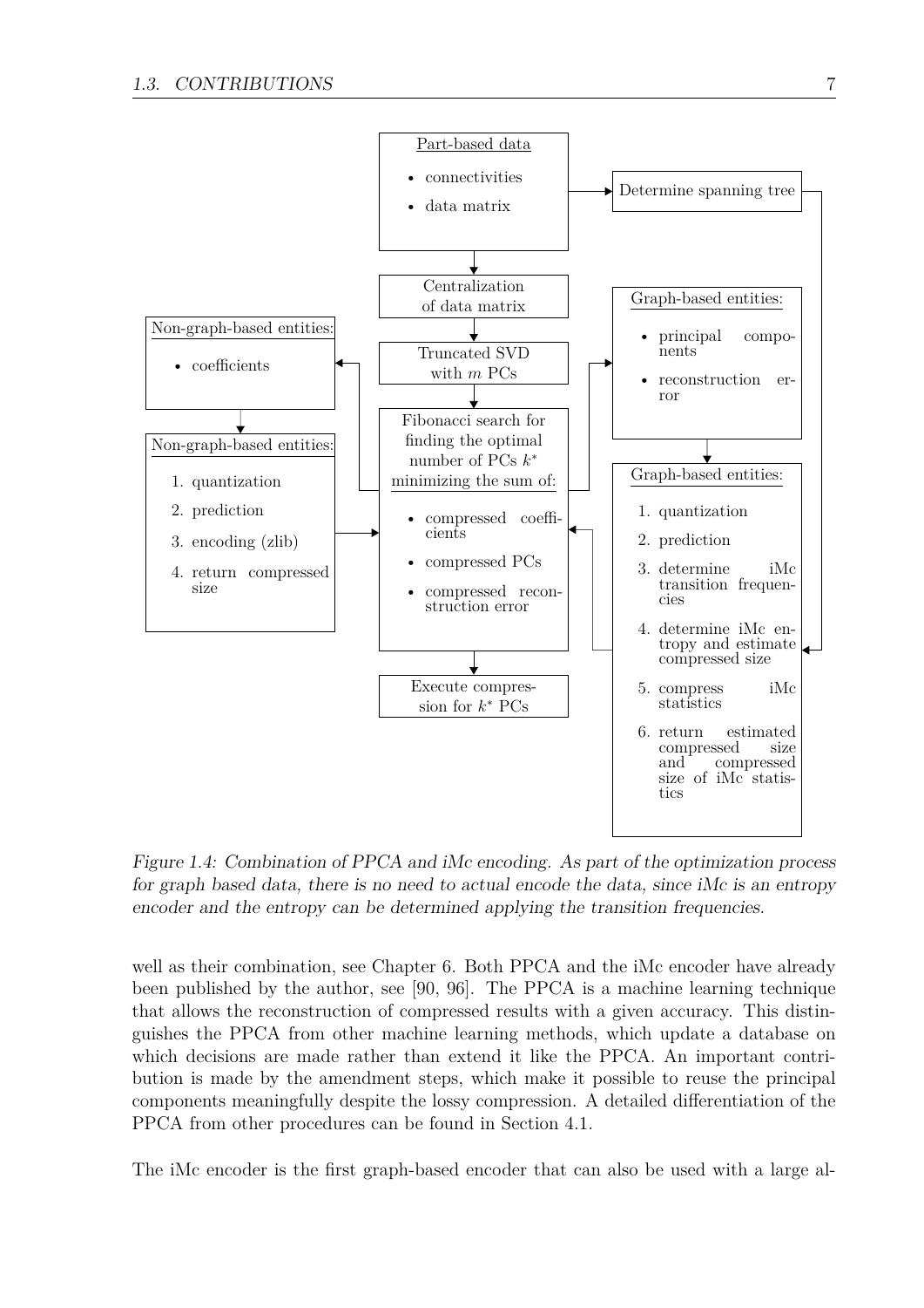**Part-based data**

- connectivities
- data matrix

**Determine spanning tree**

**Centralization of data matrix**

**Truncated SVD with $m$ PCs**

**Fibonacci search for finding the optimal number of PCs $k^*$ minimizing the sum of:**

- compressed coefficients
- compressed PCs
- compressed reconstruction error

**Execute compression for $k^*$ PCs**

**Non-graph-based entities:**

- coefficients

**Non-graph-based entities:**

1. quantization
2. prediction
3. encoding (zlib)
4. return compressed size

**Graph-based entities:**

- principal components
- reconstruction error

**Graph-based entities:**

1. quantization
2. prediction
3. determine iMc transition frequencies
4. determine iMc entropy and estimate compressed size
5. compress iMc statistics
6. return estimated compressed size and compressed size of iMc statistics

*Figure 1.4: Combination of PPCA and iMc encoding. As part of the optimization process for graph based data, there is no need to actual encode the data, since iMc is an entropy encoder and the entropy can be determined applying the transition frequencies.*

well as their combination, see Chapter 6. Both PPCA and the iMc encoder have already been published by the author, see [90, 96]. The PPCA is a machine learning technique that allows the reconstruction of compressed results with a given accuracy. This distinguishes the PPCA from other machine learning methods, which update a database on which decisions are made rather than extend it like the PPCA. An important contribution is made by the amendment steps, which make it possible to reuse the principal components meaningfully despite the lossy compression. A detailed differentiation of the PPCA from other procedures can be found in Section 4.1.

The iMc encoder is the first graph-based encoder that can also be used with a large al-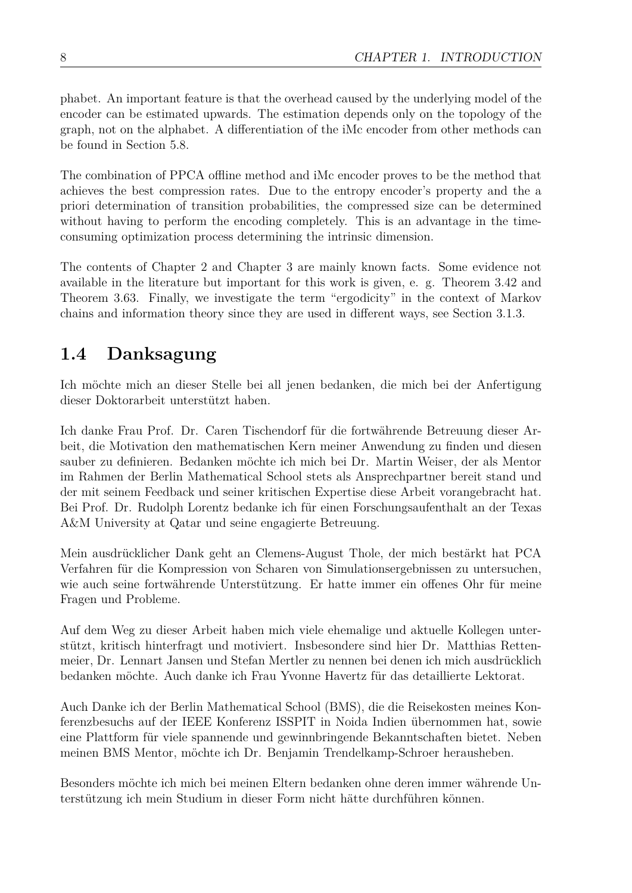phabet. An important feature is that the overhead caused by the underlying model of the encoder can be estimated upwards. The estimation depends only on the topology of the graph, not on the alphabet. A differentiation of the iMc encoder from other methods can be found in Section 5.8.

The combination of PPCA offline method and iMc encoder proves to be the method that achieves the best compression rates. Due to the entropy encoder's property and the a priori determination of transition probabilities, the compressed size can be determined without having to perform the encoding completely. This is an advantage in the time-consuming optimization process determining the intrinsic dimension.

The contents of Chapter 2 and Chapter 3 are mainly known facts. Some evidence not available in the literature but important for this work is given, e. g. Theorem 3.42 and Theorem 3.63. Finally, we investigate the term "ergodicity" in the context of Markov chains and information theory since they are used in different ways, see Section 3.1.3.

## 1.4 Danksagung

Ich möchte mich an dieser Stelle bei all jenen bedanken, die mich bei der Anfertigung dieser Doktorarbeit unterstützt haben.

Ich danke Frau Prof. Dr. Caren Tischendorf für die fortwährende Betreuung dieser Arbeit, die Motivation den mathematischen Kern meiner Anwendung zu finden und diesen sauber zu definieren. Bedanken möchte ich mich bei Dr. Martin Weiser, der als Mentor im Rahmen der Berlin Mathematical School stets als Ansprechpartner bereit stand und der mit seinem Feedback und seiner kritischen Expertise diese Arbeit vorangebracht hat. Bei Prof. Dr. Rudolph Lorentz bedanke ich für einen Forschungsaufenthalt an der Texas A&M University at Qatar und seine engagierte Betreuung.

Mein ausdrücklicher Dank geht an Clemens-August Thole, der mich bestärkt hat PCA Verfahren für die Kompression von Scharen von Simulationsergebnissen zu untersuchen, wie auch seine fortwährende Unterstützung. Er hatte immer ein offenes Ohr für meine Fragen und Probleme.

Auf dem Weg zu dieser Arbeit haben mich viele ehemalige und aktuelle Kollegen unterstützt, kritisch hinterfragt und motiviert. Insbesondere sind hier Dr. Matthias Rettenmeier, Dr. Lennart Jansen und Stefan Mertler zu nennen bei denen ich mich ausdrücklich bedanken möchte. Auch danke ich Frau Yvonne Havertz für das detaillierte Lektorat.

Auch Danke ich der Berlin Mathematical School (BMS), die die Reisekosten meines Konferenzbesuchs auf der IEEE Konferenz ISSPIT in Noida Indien übernommen hat, sowie eine Plattform für viele spannende und gewinnbringende Bekanntschaften bietet. Neben meinen BMS Mentor, möchte ich Dr. Benjamin Trendelkamp-Schroer herausheben.

Besonders möchte ich mich bei meinen Eltern bedanken ohne deren immer während Unterstützung ich mein Studium in dieser Form nicht hätte durchführen können.